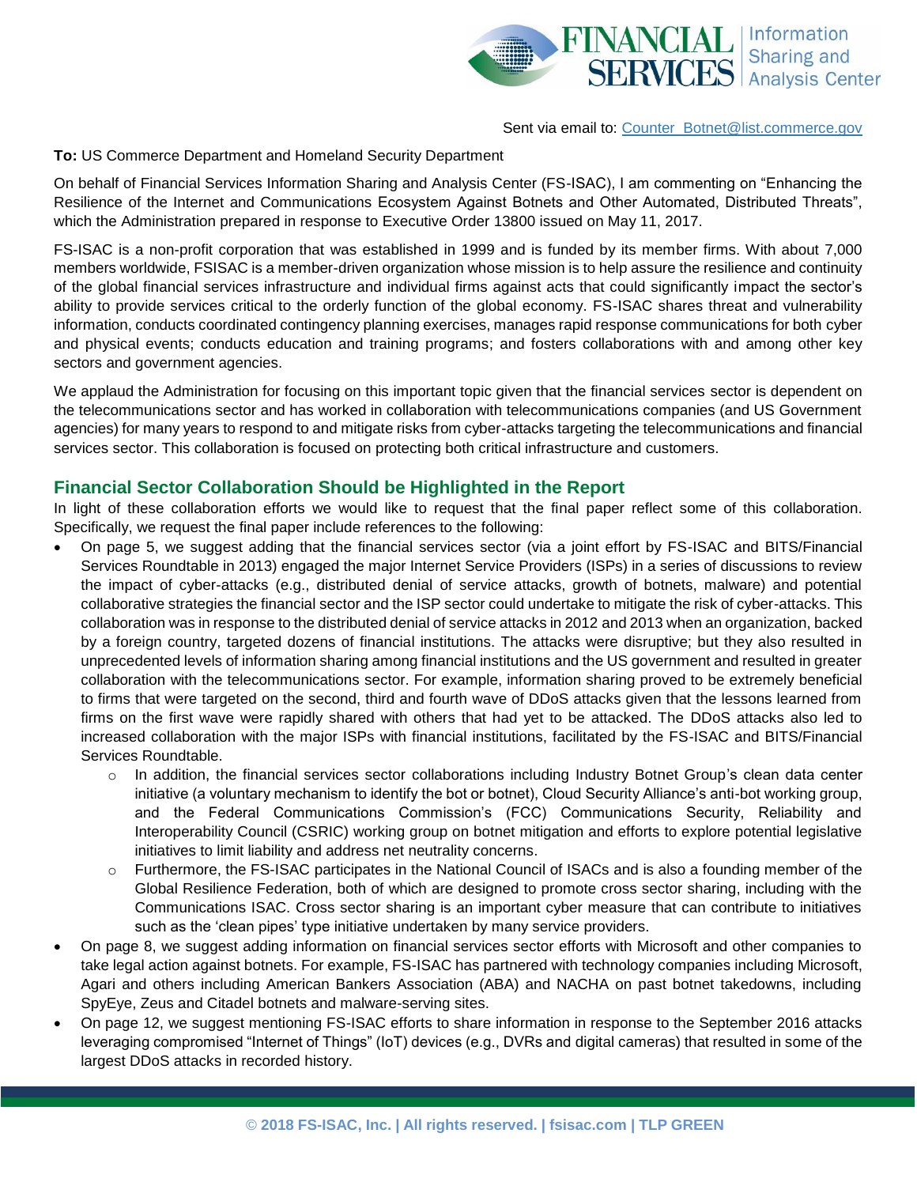Sent via email to: Counter_Botnet@list.commerce.gov

**To:** US Commerce Department and Homeland Security Department

On behalf of Financial Services Information Sharing and Analysis Center (FS-ISAC), I am commenting on "Enhancing the Resilience of the Internet and Communications Ecosystem Against Botnets and Other Automated, Distributed Threats", which the Administration prepared in response to Executive Order 13800 issued on May 11, 2017.

FS-ISAC is a non-profit corporation that was established in 1999 and is funded by its member firms. With about 7,000 members worldwide, FSISAC is a member-driven organization whose mission is to help assure the resilience and continuity of the global financial services infrastructure and individual firms against acts that could significantly impact the sector's ability to provide services critical to the orderly function of the global economy. FS-ISAC shares threat and vulnerability information, conducts coordinated contingency planning exercises, manages rapid response communications for both cyber and physical events; conducts education and training programs; and fosters collaborations with and among other key sectors and government agencies.

We applaud the Administration for focusing on this important topic given that the financial services sector is dependent on the telecommunications sector and has worked in collaboration with telecommunications companies (and US Government agencies) for many years to respond to and mitigate risks from cyber-attacks targeting the telecommunications and financial services sector. This collaboration is focused on protecting both critical infrastructure and customers.

## Financial Sector Collaboration Should be Highlighted in the Report

In light of these collaboration efforts we would like to request that the final paper reflect some of this collaboration. Specifically, we request the final paper include references to the following:

- On page 5, we suggest adding that the financial services sector (via a joint effort by FS-ISAC and BITS/Financial Services Roundtable in 2013) engaged the major Internet Service Providers (ISPs) in a series of discussions to review the impact of cyber-attacks (e.g., distributed denial of service attacks, growth of botnets, malware) and potential collaborative strategies the financial sector and the ISP sector could undertake to mitigate the risk of cyber-attacks. This collaboration was in response to the distributed denial of service attacks in 2012 and 2013 when an organization, backed by a foreign country, targeted dozens of financial institutions. The attacks were disruptive; but they also resulted in unprecedented levels of information sharing among financial institutions and the US government and resulted in greater collaboration with the telecommunications sector. For example, information sharing proved to be extremely beneficial to firms that were targeted on the second, third and fourth wave of DDoS attacks given that the lessons learned from firms on the first wave were rapidly shared with others that had yet to be attacked. The DDoS attacks also led to increased collaboration with the major ISPs with financial institutions, facilitated by the FS-ISAC and BITS/Financial Services Roundtable.
    - In addition, the financial services sector collaborations including Industry Botnet Group's clean data center initiative (a voluntary mechanism to identify the bot or botnet), Cloud Security Alliance's anti-bot working group, and the Federal Communications Commission's (FCC) Communications Security, Reliability and Interoperability Council (CSRIC) working group on botnet mitigation and efforts to explore potential legislative initiatives to limit liability and address net neutrality concerns.
    - Furthermore, the FS-ISAC participates in the National Council of ISACs and is also a founding member of the Global Resilience Federation, both of which are designed to promote cross sector sharing, including with the Communications ISAC. Cross sector sharing is an important cyber measure that can contribute to initiatives such as the 'clean pipes' type initiative undertaken by many service providers.
- On page 8, we suggest adding information on financial services sector efforts with Microsoft and other companies to take legal action against botnets. For example, FS-ISAC has partnered with technology companies including Microsoft, Agari and others including American Bankers Association (ABA) and NACHA on past botnet takedowns, including SpyEye, Zeus and Citadel botnets and malware-serving sites.
- On page 12, we suggest mentioning FS-ISAC efforts to share information in response to the September 2016 attacks leveraging compromised "Internet of Things" (IoT) devices (e.g., DVRs and digital cameras) that resulted in some of the largest DDoS attacks in recorded history.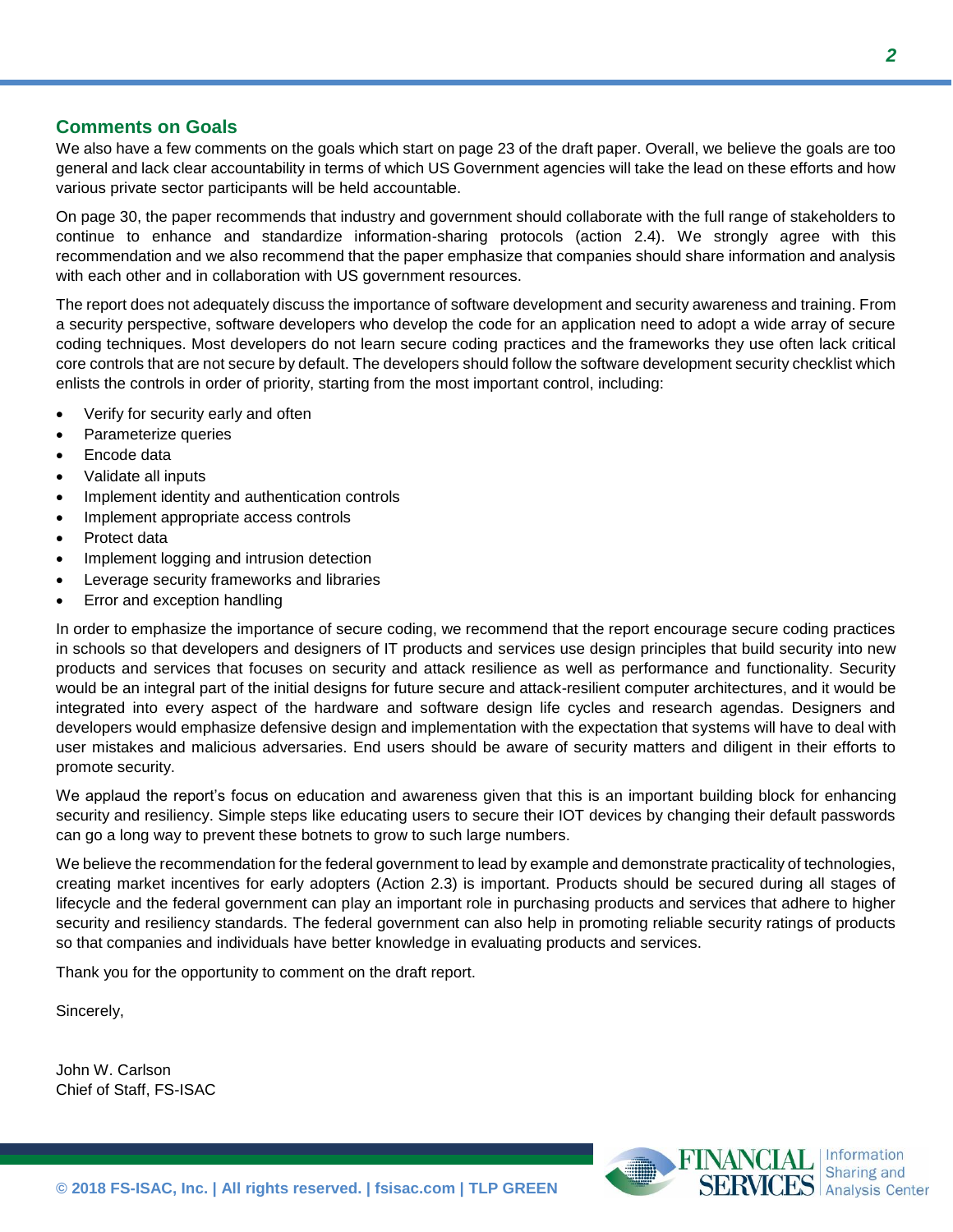## Comments on Goals

We also have a few comments on the goals which start on page 23 of the draft paper. Overall, we believe the goals are too general and lack clear accountability in terms of which US Government agencies will take the lead on these efforts and how various private sector participants will be held accountable.

On page 30, the paper recommends that industry and government should collaborate with the full range of stakeholders to continue to enhance and standardize information-sharing protocols (action 2.4). We strongly agree with this recommendation and we also recommend that the paper emphasize that companies should share information and analysis with each other and in collaboration with US government resources.

The report does not adequately discuss the importance of software development and security awareness and training. From a security perspective, software developers who develop the code for an application need to adopt a wide array of secure coding techniques. Most developers do not learn secure coding practices and the frameworks they use often lack critical core controls that are not secure by default. The developers should follow the software development security checklist which enlists the controls in order of priority, starting from the most important control, including:

- Verify for security early and often
- Parameterize queries
- Encode data
- Validate all inputs
- Implement identity and authentication controls
- Implement appropriate access controls
- Protect data
- Implement logging and intrusion detection
- Leverage security frameworks and libraries
- Error and exception handling

In order to emphasize the importance of secure coding, we recommend that the report encourage secure coding practices in schools so that developers and designers of IT products and services use design principles that build security into new products and services that focuses on security and attack resilience as well as performance and functionality. Security would be an integral part of the initial designs for future secure and attack-resilient computer architectures, and it would be integrated into every aspect of the hardware and software design life cycles and research agendas. Designers and developers would emphasize defensive design and implementation with the expectation that systems will have to deal with user mistakes and malicious adversaries. End users should be aware of security matters and diligent in their efforts to promote security.

We applaud the report's focus on education and awareness given that this is an important building block for enhancing security and resiliency. Simple steps like educating users to secure their IOT devices by changing their default passwords can go a long way to prevent these botnets to grow to such large numbers.

We believe the recommendation for the federal government to lead by example and demonstrate practicality of technologies, creating market incentives for early adopters (Action 2.3) is important. Products should be secured during all stages of lifecycle and the federal government can play an important role in purchasing products and services that adhere to higher security and resiliency standards. The federal government can also help in promoting reliable security ratings of products so that companies and individuals have better knowledge in evaluating products and services.

Thank you for the opportunity to comment on the draft report.

Sincerely,

John W. Carlson
Chief of Staff, FS-ISAC